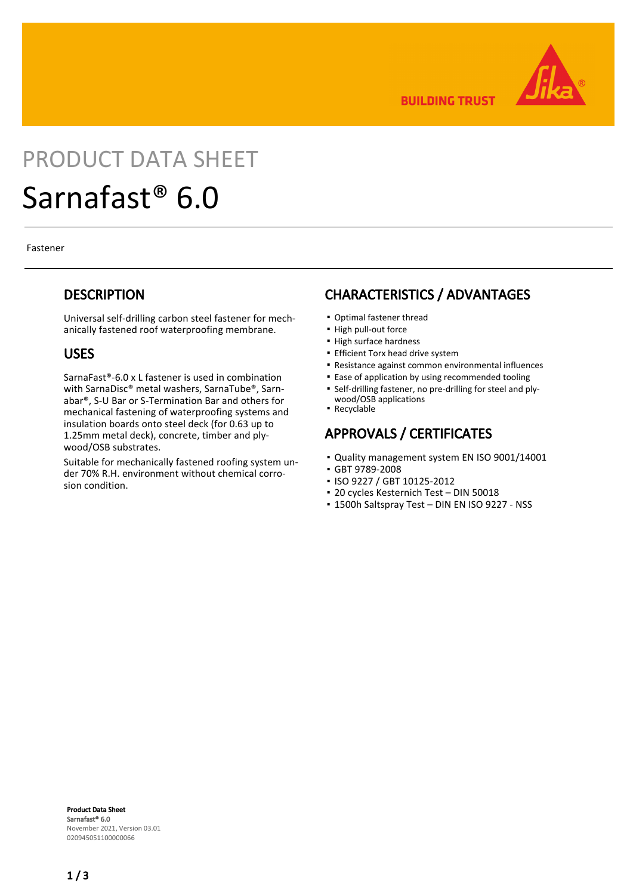PRODUCT DATA SHEET

# Sarnafast® 6.0

Fastener

## DESCRIPTION

Universal self-drilling carbon steel fastener for mechanically fastened roof waterproofing membrane.

## USES

SarnaFast®-6.0 x L fastener is used in combination with SarnaDisc® metal washers, SarnaTube®, Sarnabar®, S-U Bar or S-Termination Bar and others for mechanical fastening of waterproofing systems and insulation boards onto steel deck (for 0.63 up to 1.25mm metal deck), concrete, timber and plywood/OSB substrates.

Suitable for mechanically fastened roofing system under 70% R.H. environment without chemical corrosion condition.

## CHARACTERISTICS / ADVANTAGES

- Optimal fastener thread
- High pull-out force
- High surface hardness
- Efficient Torx head drive system
- Resistance against common environmental influences
- Ease of application by using recommended tooling
- Self-drilling fastener, no pre-drilling for steel and plywood/OSB applications
- Recyclable

## APPROVALS / CERTIFICATES

- Quality management system EN ISO 9001/14001
- GBT 9789-2008
- ISO 9227 / GBT 10125-2012
- 20 cycles Kesternich Test – DIN 50018
- 1500h Saltspray Test – DIN EN ISO 9227 - NSS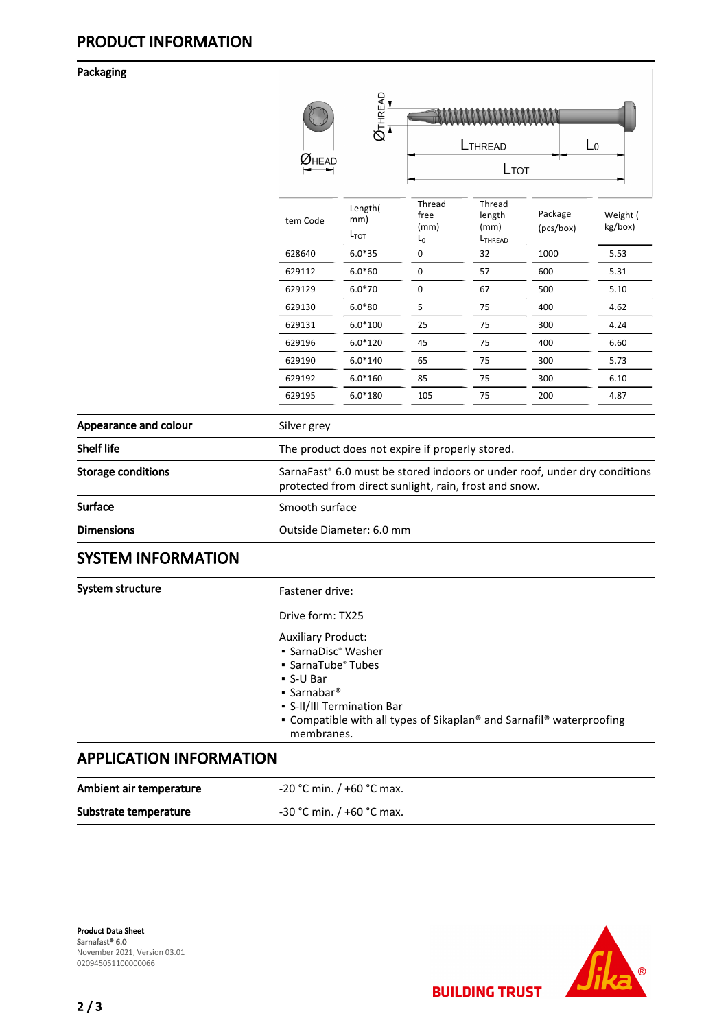## PRODUCT INFORMATION

**Packaging**

| tem Code | Length( mm) $L_{TOT}$ | Thread free (mm) $L_0$ | Thread length (mm) $L_{THREAD}$ | Package (pcs/box) | Weight ( kg/box) |
|---|---|---|---|---|---|
| 628640 | 6.0*35 | 0 | 32 | 1000 | 5.53 |
| 629112 | 6.0*60 | 0 | 57 | 600 | 5.31 |
| 629129 | 6.0*70 | 0 | 67 | 500 | 5.10 |
| 629130 | 6.0*80 | 5 | 75 | 400 | 4.62 |
| 629131 | 6.0*100 | 25 | 75 | 300 | 4.24 |
| 629196 | 6.0*120 | 45 | 75 | 400 | 6.60 |
| 629190 | 6.0*140 | 65 | 75 | 300 | 5.73 |
| 629192 | 6.0*160 | 85 | 75 | 300 | 6.10 |
| 629195 | 6.0*180 | 105 | 75 | 200 | 4.87 |

**Appearance and colour**
Silver grey

**Shelf life**
The product does not expire if properly stored.

**Storage conditions**
SarnaFast®- 6.0 must be stored indoors or under roof, under dry conditions protected from direct sunlight, rain, frost and snow.

**Surface**
Smooth surface

**Dimensions**
Outside Diameter: 6.0 mm

## SYSTEM INFORMATION

**System structure**

Fastener drive:

Drive form: TX25

Auxiliary Product:
- SarnaDisc® Washer
- SarnaTube® Tubes
- S-U Bar
- Sarnabar®
- S-II/III Termination Bar
- Compatible with all types of Sikaplan® and Sarnafil® waterproofing membranes.

## APPLICATION INFORMATION

**Ambient air temperature**
-20 °C min. / +60 °C max.

**Substrate temperature**
-30 °C min. / +60 °C max.

**Product Data Sheet**
Sarnafast® 6.0
November 2021, Version 03.01
020945051100000066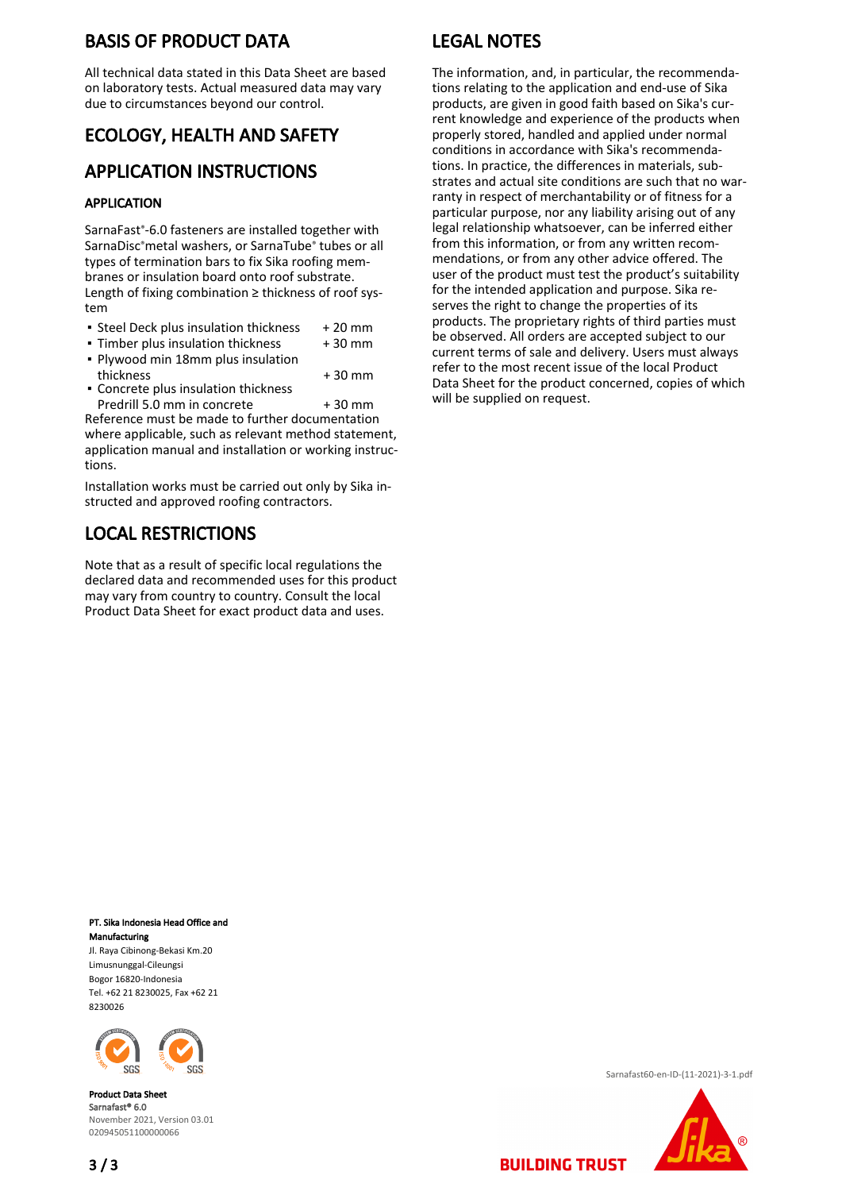## BASIS OF PRODUCT DATA

All technical data stated in this Data Sheet are based on laboratory tests. Actual measured data may vary due to circumstances beyond our control.

## ECOLOGY, HEALTH AND SAFETY

## APPLICATION INSTRUCTIONS

### APPLICATION

SarnaFast®-6.0 fasteners are installed together with SarnaDisc®metal washers, or SarnaTube® tubes or all types of termination bars to fix Sika roofing membranes or insulation board onto roof substrate. Length of fixing combination ≥ thickness of roof system

- Steel Deck plus insulation thickness + 20 mm
- Timber plus insulation thickness + 30 mm
- Plywood min 18mm plus insulation thickness + 30 mm
- Concrete plus insulation thickness Predrill 5.0 mm in concrete + 30 mm

Reference must be made to further documentation where applicable, such as relevant method statement, application manual and installation or working instructions.

Installation works must be carried out only by Sika instructed and approved roofing contractors.

## LOCAL RESTRICTIONS

Note that as a result of specific local regulations the declared data and recommended uses for this product may vary from country to country. Consult the local Product Data Sheet for exact product data and uses.

## LEGAL NOTES

The information, and, in particular, the recommendations relating to the application and end-use of Sika products, are given in good faith based on Sika's current knowledge and experience of the products when properly stored, handled and applied under normal conditions in accordance with Sika's recommendations. In practice, the differences in materials, substrates and actual site conditions are such that no warranty in respect of merchantability or of fitness for a particular purpose, nor any liability arising out of any legal relationship whatsoever, can be inferred either from this information, or from any written recommendations, or from any other advice offered. The user of the product must test the product's suitability for the intended application and purpose. Sika reserves the right to change the properties of its products. The proprietary rights of third parties must be observed. All orders are accepted subject to our current terms of sale and delivery. Users must always refer to the most recent issue of the local Product Data Sheet for the product concerned, copies of which will be supplied on request.

**PT. Sika Indonesia Head Office and Manufacturing**
Jl. Raya Cibinong-Bekasi Km.20
Limusnunggal-Cileungsi
Bogor 16820-Indonesia
Tel. +62 21 8230025, Fax +62 21 8230026

**Product Data Sheet**
**Sarnafast® 6.0**
November 2021, Version 03.01
020945051100000066

Sarnafast60-en-ID-(11-2021)-3-1.pdf

BUILDING TRUST